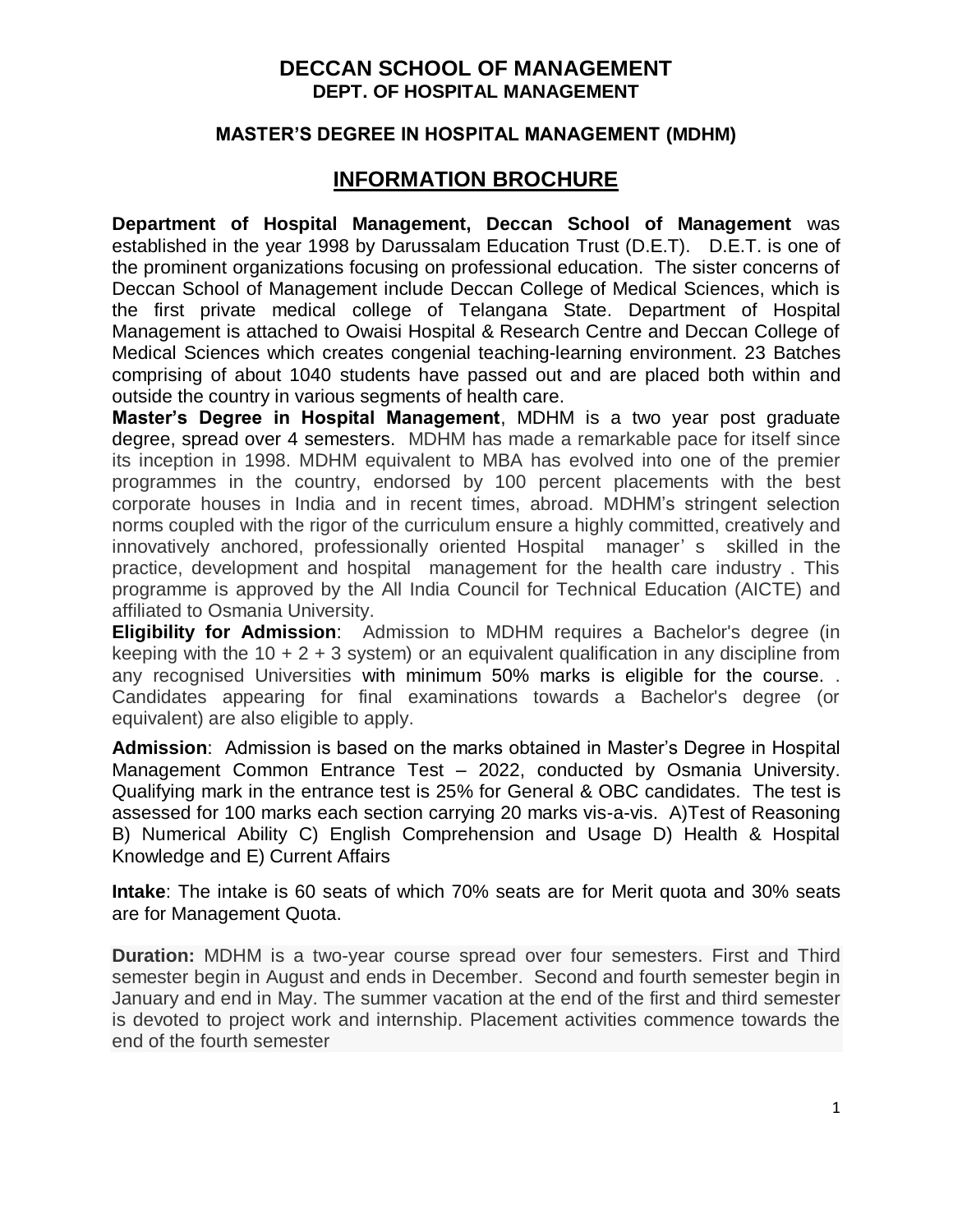# DECCAN SCHOOL OF MANAGEMENT

## DEPT. OF HOSPITAL MANAGEMENT

### MASTER'S DEGREE IN HOSPITAL MANAGEMENT (MDHM)

## INFORMATION BROCHURE

**Department of Hospital Management, Deccan School of Management** was established in the year 1998 by Darussalam Education Trust (D.E.T). D.E.T. is one of the prominent organizations focusing on professional education. The sister concerns of Deccan School of Management include Deccan College of Medical Sciences, which is the first private medical college of Telangana State. Department of Hospital Management is attached to Owaisi Hospital & Research Centre and Deccan College of Medical Sciences which creates congenial teaching-learning environment. 23 Batches comprising of about 1040 students have passed out and are placed both within and outside the country in various segments of health care.

**Master's Degree in Hospital Management**, MDHM is a two year post graduate degree, spread over 4 semesters. MDHM has made a remarkable pace for itself since its inception in 1998. MDHM equivalent to MBA has evolved into one of the premier programmes in the country, endorsed by 100 percent placements with the best corporate houses in India and in recent times, abroad. MDHM's stringent selection norms coupled with the rigor of the curriculum ensure a highly committed, creatively and innovatively anchored, professionally oriented Hospital manager' s skilled in the practice, development and hospital management for the health care industry . This programme is approved by the All India Council for Technical Education (AICTE) and affiliated to Osmania University.

**Eligibility for Admission**: Admission to MDHM requires a Bachelor's degree (in keeping with the 10 + 2 + 3 system) or an equivalent qualification in any discipline from any recognised Universities with minimum 50% marks is eligible for the course. . Candidates appearing for final examinations towards a Bachelor's degree (or equivalent) are also eligible to apply.

**Admission**: Admission is based on the marks obtained in Master's Degree in Hospital Management Common Entrance Test – 2022, conducted by Osmania University. Qualifying mark in the entrance test is 25% for General & OBC candidates. The test is assessed for 100 marks each section carrying 20 marks vis-a-vis. A)Test of Reasoning B) Numerical Ability C) English Comprehension and Usage D) Health & Hospital Knowledge and E) Current Affairs

**Intake**: The intake is 60 seats of which 70% seats are for Merit quota and 30% seats are for Management Quota.

**Duration:** MDHM is a two-year course spread over four semesters. First and Third semester begin in August and ends in December. Second and fourth semester begin in January and end in May. The summer vacation at the end of the first and third semester is devoted to project work and internship. Placement activities commence towards the end of the fourth semester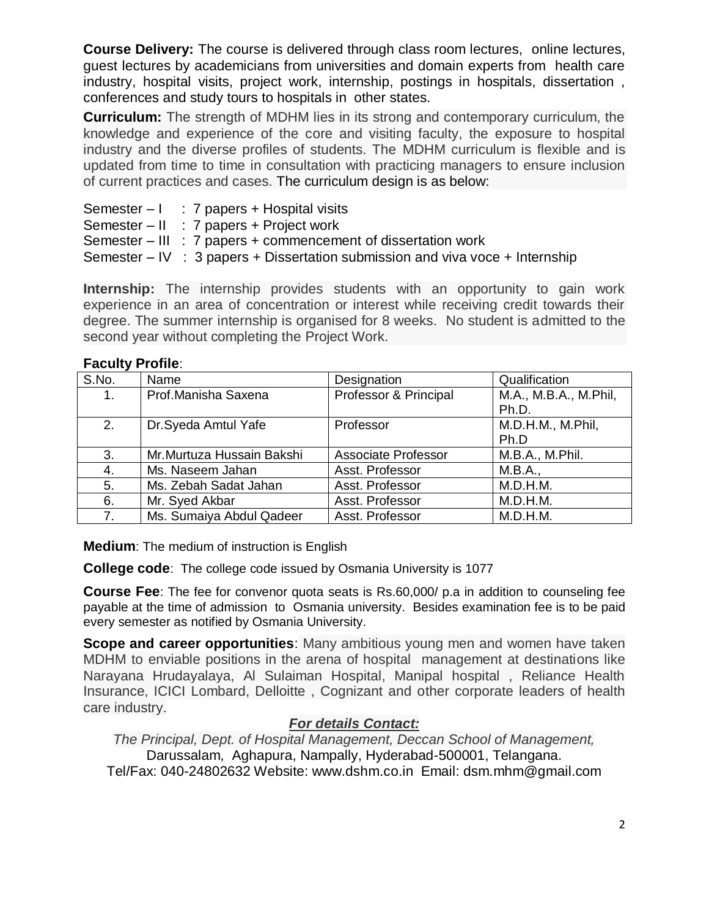**Course Delivery:** The course is delivered through class room lectures, online lectures, guest lectures by academicians from universities and domain experts from health care industry, hospital visits, project work, internship, postings in hospitals, dissertation , conferences and study tours to hospitals in other states.

**Curriculum:** The strength of MDHM lies in its strong and contemporary curriculum, the knowledge and experience of the core and visiting faculty, the exposure to hospital industry and the diverse profiles of students. The MDHM curriculum is flexible and is updated from time to time in consultation with practicing managers to ensure inclusion of current practices and cases. The curriculum design is as below:

Semester – I : 7 papers + Hospital visits
Semester – II : 7 papers + Project work
Semester – III : 7 papers + commencement of dissertation work
Semester – IV : 3 papers + Dissertation submission and viva voce + Internship

**Internship:** The internship provides students with an opportunity to gain work experience in an area of concentration or interest while receiving credit towards their degree. The summer internship is organised for 8 weeks. No student is admitted to the second year without completing the Project Work.

**Faculty Profile**:

| S.No. | Name | Designation | Qualification |
|---|---|---|---|
| 1. | Prof.Manisha Saxena | Professor & Principal | M.A., M.B.A., M.Phil, Ph.D. |
| 2. | Dr.Syeda Amtul Yafe | Professor | M.D.H.M., M.Phil, Ph.D |
| 3. | Mr.Murtuza Hussain Bakshi | Associate Professor | M.B.A., M.Phil. |
| 4. | Ms. Naseem Jahan | Asst. Professor | M.B.A., |
| 5. | Ms. Zebah Sadat Jahan | Asst. Professor | M.D.H.M. |
| 6. | Mr. Syed Akbar | Asst. Professor | M.D.H.M. |
| 7. | Ms. Sumaiya Abdul Qadeer | Asst. Professor | M.D.H.M. |

**Medium**: The medium of instruction is English

**College code**: The college code issued by Osmania University is 1077

**Course Fee**: The fee for convenor quota seats is Rs.60,000/ p.a in addition to counseling fee payable at the time of admission to Osmania university. Besides examination fee is to be paid every semester as notified by Osmania University.

**Scope and career opportunities**: Many ambitious young men and women have taken MDHM to enviable positions in the arena of hospital management at destinations like Narayana Hrudayalaya, Al Sulaiman Hospital, Manipal hospital , Reliance Health Insurance, ICICI Lombard, Delloitte , Cognizant and other corporate leaders of health care industry.

***For details Contact:***

*The Principal, Dept. of Hospital Management, Deccan School of Management,*
Darussalam, Aghapura, Nampally, Hyderabad-500001, Telangana.
Tel/Fax: 040-24802632 Website: www.dshm.co.in Email: dsm.mhm@gmail.com